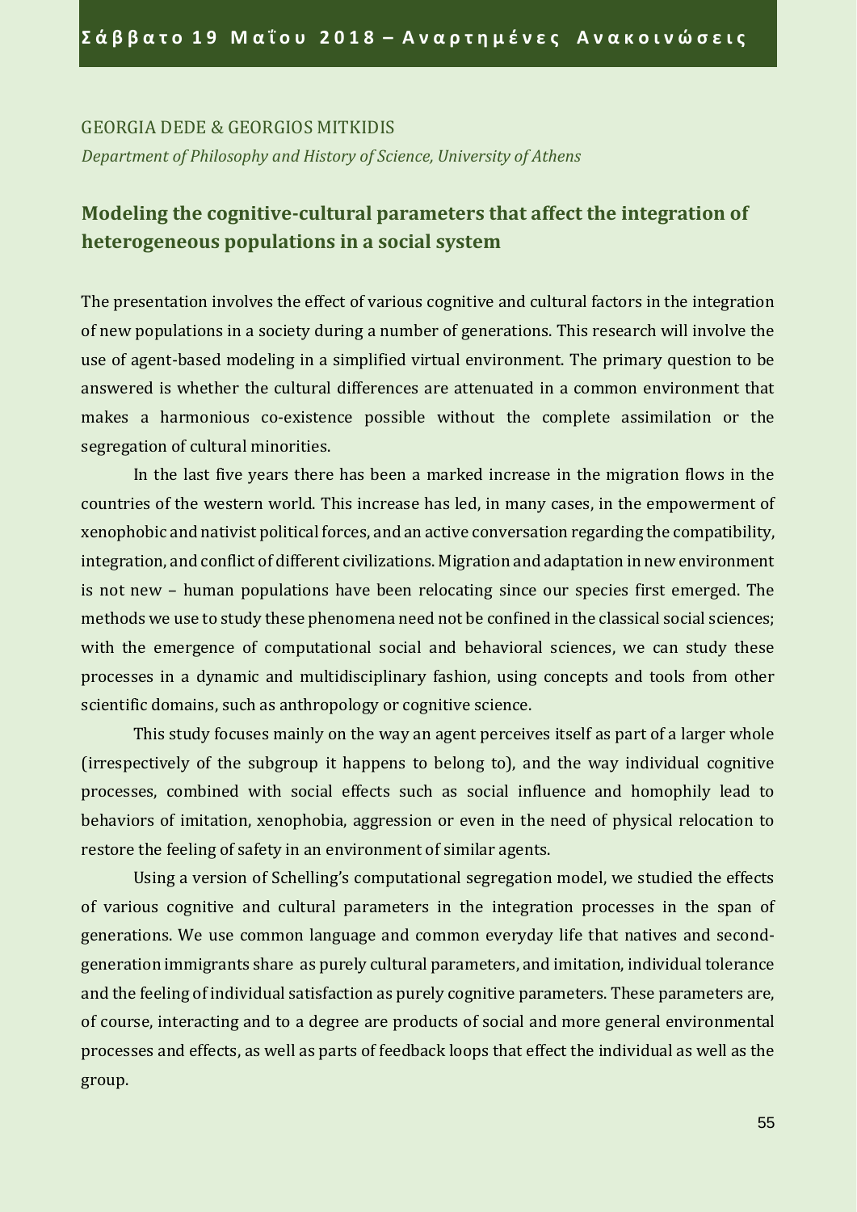GEORGIA DEDE & GEORGIOS MITKIDIS

*Department of Philosophy and History of Science, University of Athens*

## Modeling the cognitive-cultural parameters that affect the integration of heterogeneous populations in a social system

The presentation involves the effect of various cognitive and cultural factors in the integration of new populations in a society during a number of generations. This research will involve the use of agent-based modeling in a simplified virtual environment. The primary question to be answered is whether the cultural differences are attenuated in a common environment that makes a harmonious co-existence possible without the complete assimilation or the segregation of cultural minorities.

In the last five years there has been a marked increase in the migration flows in the countries of the western world. This increase has led, in many cases, in the empowerment of xenophobic and nativist political forces, and an active conversation regarding the compatibility, integration, and conflict of different civilizations. Migration and adaptation in new environment is not new – human populations have been relocating since our species first emerged. The methods we use to study these phenomena need not be confined in the classical social sciences; with the emergence of computational social and behavioral sciences, we can study these processes in a dynamic and multidisciplinary fashion, using concepts and tools from other scientific domains, such as anthropology or cognitive science.

This study focuses mainly on the way an agent perceives itself as part of a larger whole (irrespectively of the subgroup it happens to belong to), and the way individual cognitive processes, combined with social effects such as social influence and homophily lead to behaviors of imitation, xenophobia, aggression or even in the need of physical relocation to restore the feeling of safety in an environment of similar agents.

Using a version of Schelling's computational segregation model, we studied the effects of various cognitive and cultural parameters in the integration processes in the span of generations. We use common language and common everyday life that natives and second-generation immigrants share as purely cultural parameters, and imitation, individual tolerance and the feeling of individual satisfaction as purely cognitive parameters. These parameters are, of course, interacting and to a degree are products of social and more general environmental processes and effects, as well as parts of feedback loops that effect the individual as well as the group.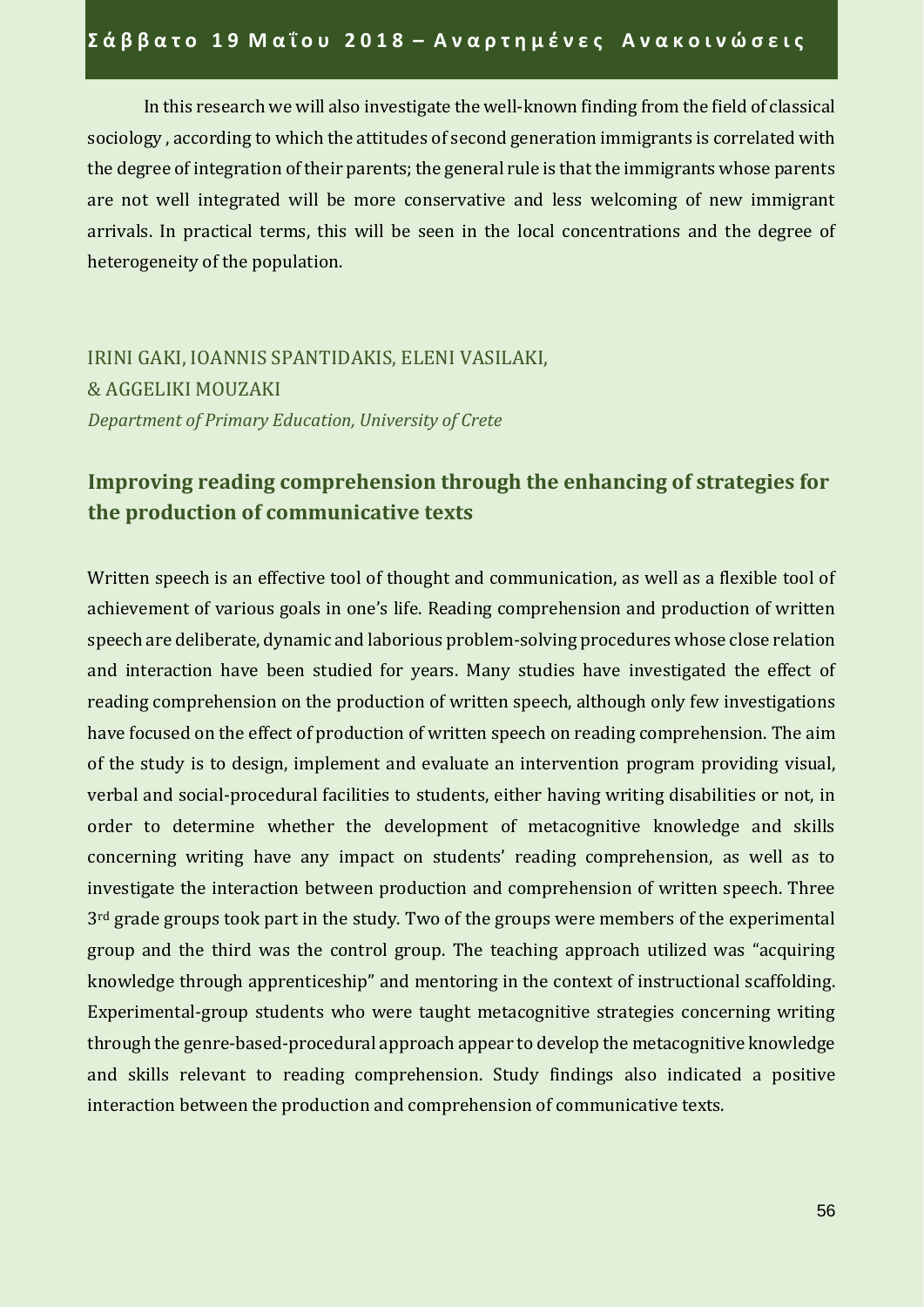In this research we will also investigate the well-known finding from the field of classical sociology , according to which the attitudes of second generation immigrants is correlated with the degree of integration of their parents; the general rule is that the immigrants whose parents are not well integrated will be more conservative and less welcoming of new immigrant arrivals. In practical terms, this will be seen in the local concentrations and the degree of heterogeneity of the population.

IRINI GAKI, IOANNIS SPANTIDAKIS, ELENI VASILAKI,
& AGGELIKI MOUZAKI
*Department of Primary Education, University of Crete*

## Improving reading comprehension through the enhancing of strategies for the production of communicative texts

Written speech is an effective tool of thought and communication, as well as a flexible tool of achievement of various goals in one's life. Reading comprehension and production of written speech are deliberate, dynamic and laborious problem-solving procedures whose close relation and interaction have been studied for years. Many studies have investigated the effect of reading comprehension on the production of written speech, although only few investigations have focused on the effect of production of written speech on reading comprehension. The aim of the study is to design, implement and evaluate an intervention program providing visual, verbal and social-procedural facilities to students, either having writing disabilities or not, in order to determine whether the development of metacognitive knowledge and skills concerning writing have any impact on students' reading comprehension, as well as to investigate the interaction between production and comprehension of written speech. Three 3rd grade groups took part in the study. Two of the groups were members of the experimental group and the third was the control group. The teaching approach utilized was "acquiring knowledge through apprenticeship" and mentoring in the context of instructional scaffolding. Experimental-group students who were taught metacognitive strategies concerning writing through the genre-based-procedural approach appear to develop the metacognitive knowledge and skills relevant to reading comprehension. Study findings also indicated a positive interaction between the production and comprehension of communicative texts.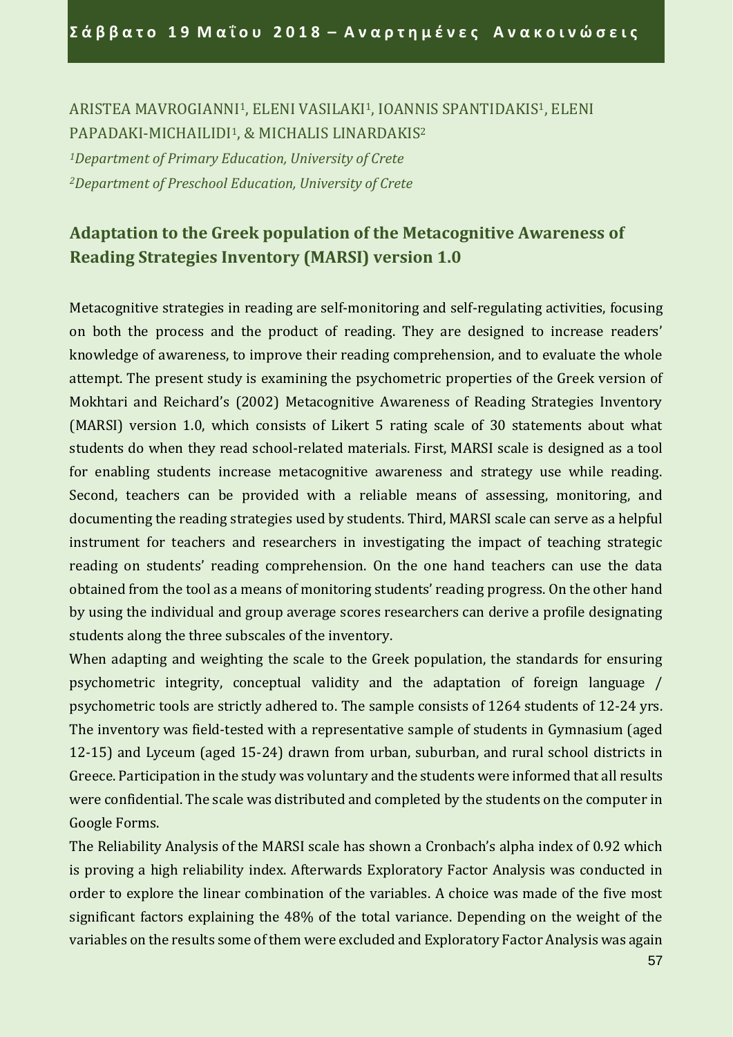ARISTEA MAVROGIANNI[1], ELENI VASILAKI[1], IOANNIS SPANTIDAKIS[1], ELENI PAPADAKI-MICHAILIDI[1], & MICHALIS LINARDAKIS[2]

*[1]Department of Primary Education, University of Crete*

*[2]Department of Preschool Education, University of Crete*

## Adaptation to the Greek population of the Metacognitive Awareness of Reading Strategies Inventory (MARSI) version 1.0

Metacognitive strategies in reading are self-monitoring and self-regulating activities, focusing on both the process and the product of reading. They are designed to increase readers' knowledge of awareness, to improve their reading comprehension, and to evaluate the whole attempt. The present study is examining the psychometric properties of the Greek version of Mokhtari and Reichard's (2002) Metacognitive Awareness of Reading Strategies Inventory (MARSI) version 1.0, which consists of Likert 5 rating scale of 30 statements about what students do when they read school-related materials. First, MARSI scale is designed as a tool for enabling students increase metacognitive awareness and strategy use while reading. Second, teachers can be provided with a reliable means of assessing, monitoring, and documenting the reading strategies used by students. Third, MARSI scale can serve as a helpful instrument for teachers and researchers in investigating the impact of teaching strategic reading on students' reading comprehension. On the one hand teachers can use the data obtained from the tool as a means of monitoring students' reading progress. On the other hand by using the individual and group average scores researchers can derive a profile designating students along the three subscales of the inventory.

When adapting and weighting the scale to the Greek population, the standards for ensuring psychometric integrity, conceptual validity and the adaptation of foreign language / psychometric tools are strictly adhered to. The sample consists of 1264 students of 12-24 yrs. The inventory was field-tested with a representative sample of students in Gymnasium (aged 12-15) and Lyceum (aged 15-24) drawn from urban, suburban, and rural school districts in Greece. Participation in the study was voluntary and the students were informed that all results were confidential. The scale was distributed and completed by the students on the computer in Google Forms.

The Reliability Analysis of the MARSI scale has shown a Cronbach's alpha index of 0.92 which is proving a high reliability index. Afterwards Exploratory Factor Analysis was conducted in order to explore the linear combination of the variables. A choice was made of the five most significant factors explaining the 48% of the total variance. Depending on the weight of the variables on the results some of them were excluded and Exploratory Factor Analysis was again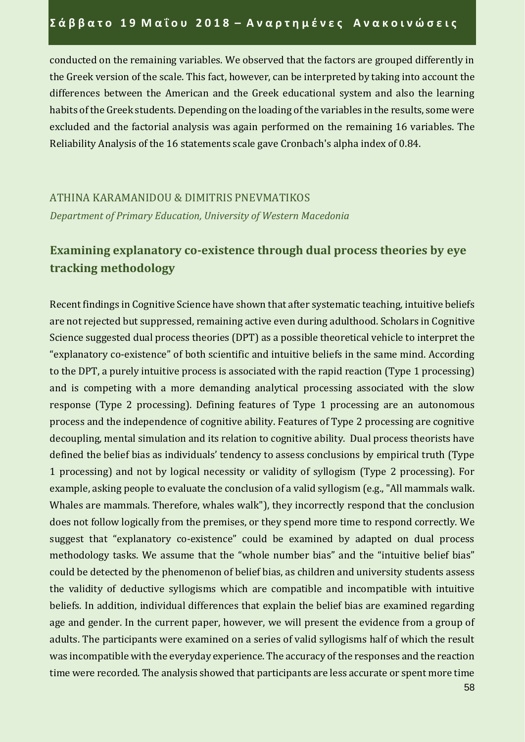conducted on the remaining variables. We observed that the factors are grouped differently in the Greek version of the scale. This fact, however, can be interpreted by taking into account the differences between the American and the Greek educational system and also the learning habits of the Greek students. Depending on the loading of the variables in the results, some were excluded and the factorial analysis was again performed on the remaining 16 variables. The Reliability Analysis of the 16 statements scale gave Cronbach's alpha index of 0.84.

ATHINA KARAMANIDOU & DIMITRIS PNEVMATIKOS

*Department of Primary Education, University of Western Macedonia*

## Examining explanatory co-existence through dual process theories by eye tracking methodology

Recent findings in Cognitive Science have shown that after systematic teaching, intuitive beliefs are not rejected but suppressed, remaining active even during adulthood. Scholars in Cognitive Science suggested dual process theories (DPT) as a possible theoretical vehicle to interpret the "explanatory co-existence" of both scientific and intuitive beliefs in the same mind. According to the DPT, a purely intuitive process is associated with the rapid reaction (Type 1 processing) and is competing with a more demanding analytical processing associated with the slow response (Type 2 processing). Defining features of Type 1 processing are an autonomous process and the independence of cognitive ability. Features of Type 2 processing are cognitive decoupling, mental simulation and its relation to cognitive ability. Dual process theorists have defined the belief bias as individuals' tendency to assess conclusions by empirical truth (Type 1 processing) and not by logical necessity or validity of syllogism (Type 2 processing). For example, asking people to evaluate the conclusion of a valid syllogism (e.g., "All mammals walk. Whales are mammals. Therefore, whales walk"), they incorrectly respond that the conclusion does not follow logically from the premises, or they spend more time to respond correctly. We suggest that "explanatory co-existence" could be examined by adapted on dual process methodology tasks. We assume that the "whole number bias" and the "intuitive belief bias" could be detected by the phenomenon of belief bias, as children and university students assess the validity of deductive syllogisms which are compatible and incompatible with intuitive beliefs. In addition, individual differences that explain the belief bias are examined regarding age and gender. In the current paper, however, we will present the evidence from a group of adults. The participants were examined on a series of valid syllogisms half of which the result was incompatible with the everyday experience. The accuracy of the responses and the reaction time were recorded. The analysis showed that participants are less accurate or spent more time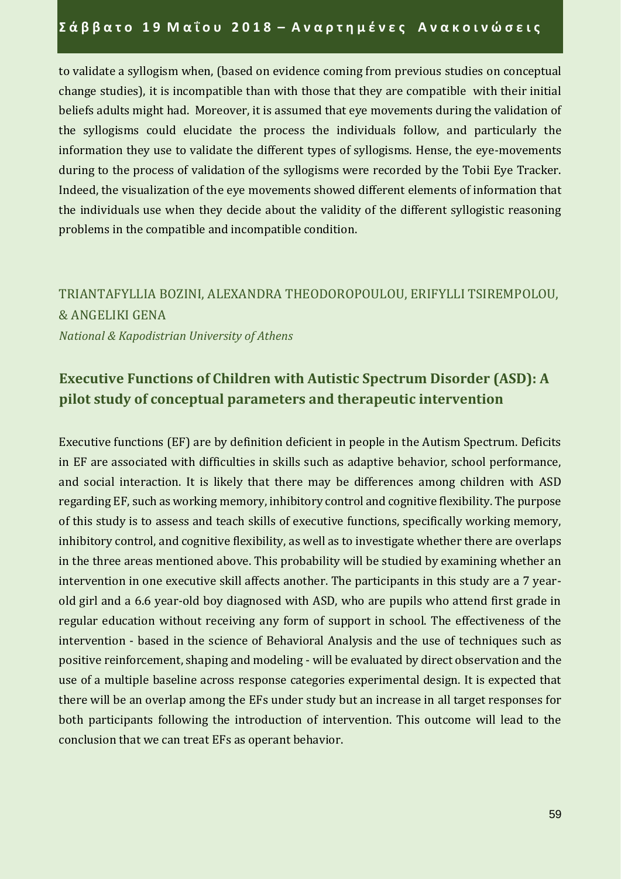to validate a syllogism when, (based on evidence coming from previous studies on conceptual change studies), it is incompatible than with those that they are compatible with their initial beliefs adults might had. Moreover, it is assumed that eye movements during the validation of the syllogisms could elucidate the process the individuals follow, and particularly the information they use to validate the different types of syllogisms. Hense, the eye-movements during to the process of validation of the syllogisms were recorded by the Tobii Eye Tracker. Indeed, the visualization of the eye movements showed different elements of information that the individuals use when they decide about the validity of the different syllogistic reasoning problems in the compatible and incompatible condition.

TRIANTAFYLLIA BOZINI, ALEXANDRA THEODOROPOULOU, ERIFYLLI TSIREMPOLOU, & ANGELIKI GENA

*National & Kapodistrian University of Athens*

## Executive Functions of Children with Autistic Spectrum Disorder (ASD): A pilot study of conceptual parameters and therapeutic intervention

Executive functions (EF) are by definition deficient in people in the Autism Spectrum. Deficits in EF are associated with difficulties in skills such as adaptive behavior, school performance, and social interaction. It is likely that there may be differences among children with ASD regarding EF, such as working memory, inhibitory control and cognitive flexibility. The purpose of this study is to assess and teach skills of executive functions, specifically working memory, inhibitory control, and cognitive flexibility, as well as to investigate whether there are overlaps in the three areas mentioned above. This probability will be studied by examining whether an intervention in one executive skill affects another. The participants in this study are a 7 year-old girl and a 6.6 year-old boy diagnosed with ASD, who are pupils who attend first grade in regular education without receiving any form of support in school. The effectiveness of the intervention - based in the science of Behavioral Analysis and the use of techniques such as positive reinforcement, shaping and modeling - will be evaluated by direct observation and the use of a multiple baseline across response categories experimental design. It is expected that there will be an overlap among the EFs under study but an increase in all target responses for both participants following the introduction of intervention. This outcome will lead to the conclusion that we can treat EFs as operant behavior.